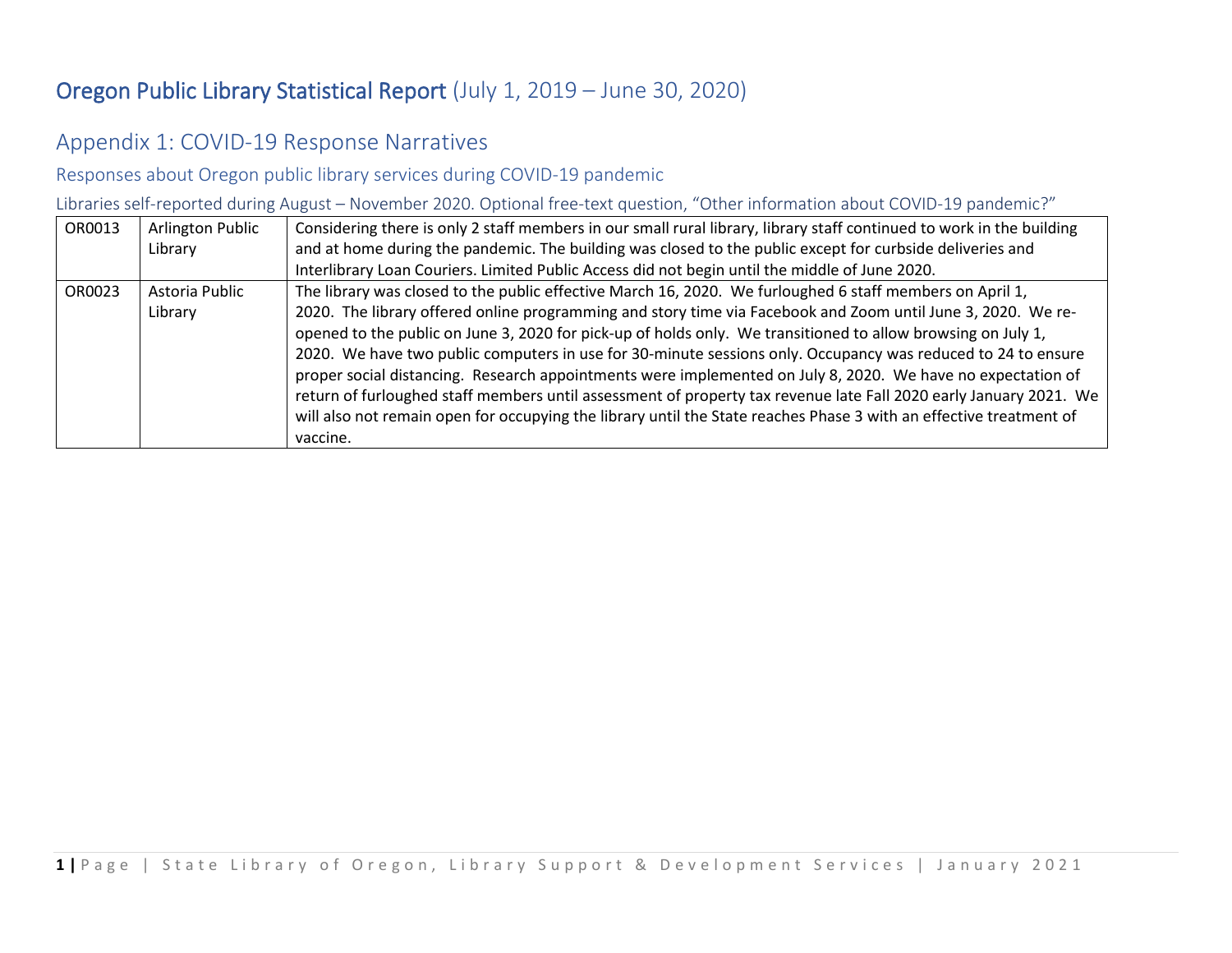# Oregon Public Library Statistical Report (July 1, 2019 – June 30, 2020)

## Appendix 1: COVID-19 Response Narratives

### Responses about Oregon public library services during COVID-19 pandemic

Libraries self-reported during August – November 2020. Optional free-text question, "Other information about COVID-19 pandemic?"

| | | |
|---|---|---|
| OR0013 | Arlington Public Library | Considering there is only 2 staff members in our small rural library, library staff continued to work in the building and at home during the pandemic. The building was closed to the public except for curbside deliveries and Interlibrary Loan Couriers. Limited Public Access did not begin until the middle of June 2020. |
| OR0023 | Astoria Public Library | The library was closed to the public effective March 16, 2020. We furloughed 6 staff members on April 1, 2020. The library offered online programming and story time via Facebook and Zoom until June 3, 2020. We re-opened to the public on June 3, 2020 for pick-up of holds only. We transitioned to allow browsing on July 1, 2020. We have two public computers in use for 30-minute sessions only. Occupancy was reduced to 24 to ensure proper social distancing. Research appointments were implemented on July 8, 2020. We have no expectation of return of furloughed staff members until assessment of property tax revenue late Fall 2020 early January 2021. We will also not remain open for occupying the library until the State reaches Phase 3 with an effective treatment of vaccine. |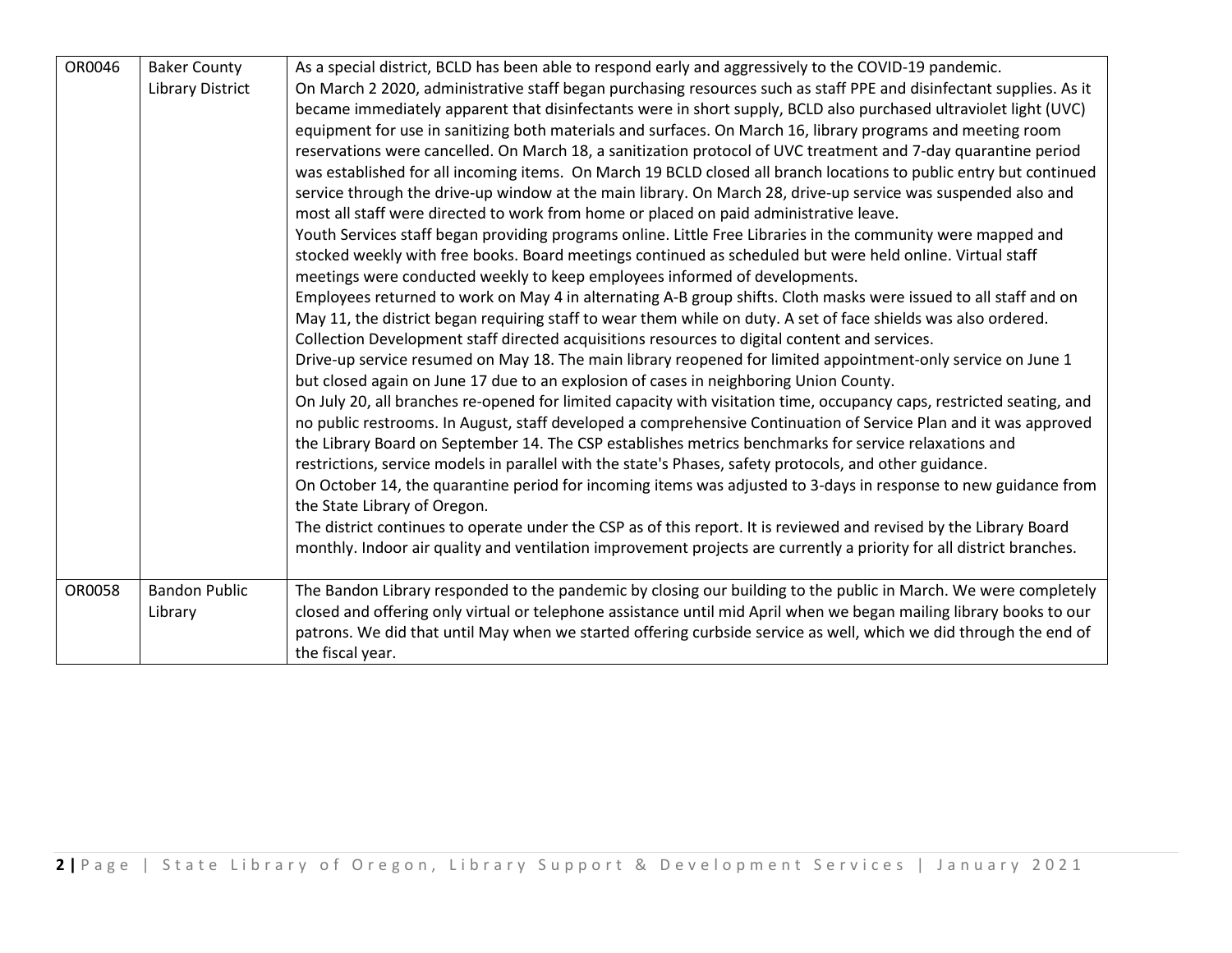| | | |
|---|---|---|
| OR0046 | Baker County Library District | As a special district, BCLD has been able to respond early and aggressively to the COVID-19 pandemic.<br>On March 2 2020, administrative staff began purchasing resources such as staff PPE and disinfectant supplies. As it became immediately apparent that disinfectants were in short supply, BCLD also purchased ultraviolet light (UVC) equipment for use in sanitizing both materials and surfaces. On March 16, library programs and meeting room reservations were cancelled. On March 18, a sanitization protocol of UVC treatment and 7-day quarantine period was established for all incoming items. On March 19 BCLD closed all branch locations to public entry but continued service through the drive-up window at the main library. On March 28, drive-up service was suspended also and most all staff were directed to work from home or placed on paid administrative leave.<br>Youth Services staff began providing programs online. Little Free Libraries in the community were mapped and stocked weekly with free books. Board meetings continued as scheduled but were held online. Virtual staff meetings were conducted weekly to keep employees informed of developments.<br>Employees returned to work on May 4 in alternating A-B group shifts. Cloth masks were issued to all staff and on May 11, the district began requiring staff to wear them while on duty. A set of face shields was also ordered. Collection Development staff directed acquisitions resources to digital content and services.<br>Drive-up service resumed on May 18. The main library reopened for limited appointment-only service on June 1 but closed again on June 17 due to an explosion of cases in neighboring Union County.<br>On July 20, all branches re-opened for limited capacity with visitation time, occupancy caps, restricted seating, and no public restrooms. In August, staff developed a comprehensive Continuation of Service Plan and it was approved the Library Board on September 14. The CSP establishes metrics benchmarks for service relaxations and restrictions, service models in parallel with the state's Phases, safety protocols, and other guidance.<br>On October 14, the quarantine period for incoming items was adjusted to 3-days in response to new guidance from the State Library of Oregon.<br>The district continues to operate under the CSP as of this report. It is reviewed and revised by the Library Board monthly. Indoor air quality and ventilation improvement projects are currently a priority for all district branches. |
| OR0058 | Bandon Public Library | The Bandon Library responded to the pandemic by closing our building to the public in March. We were completely closed and offering only virtual or telephone assistance until mid April when we began mailing library books to our patrons. We did that until May when we started offering curbside service as well, which we did through the end of the fiscal year. |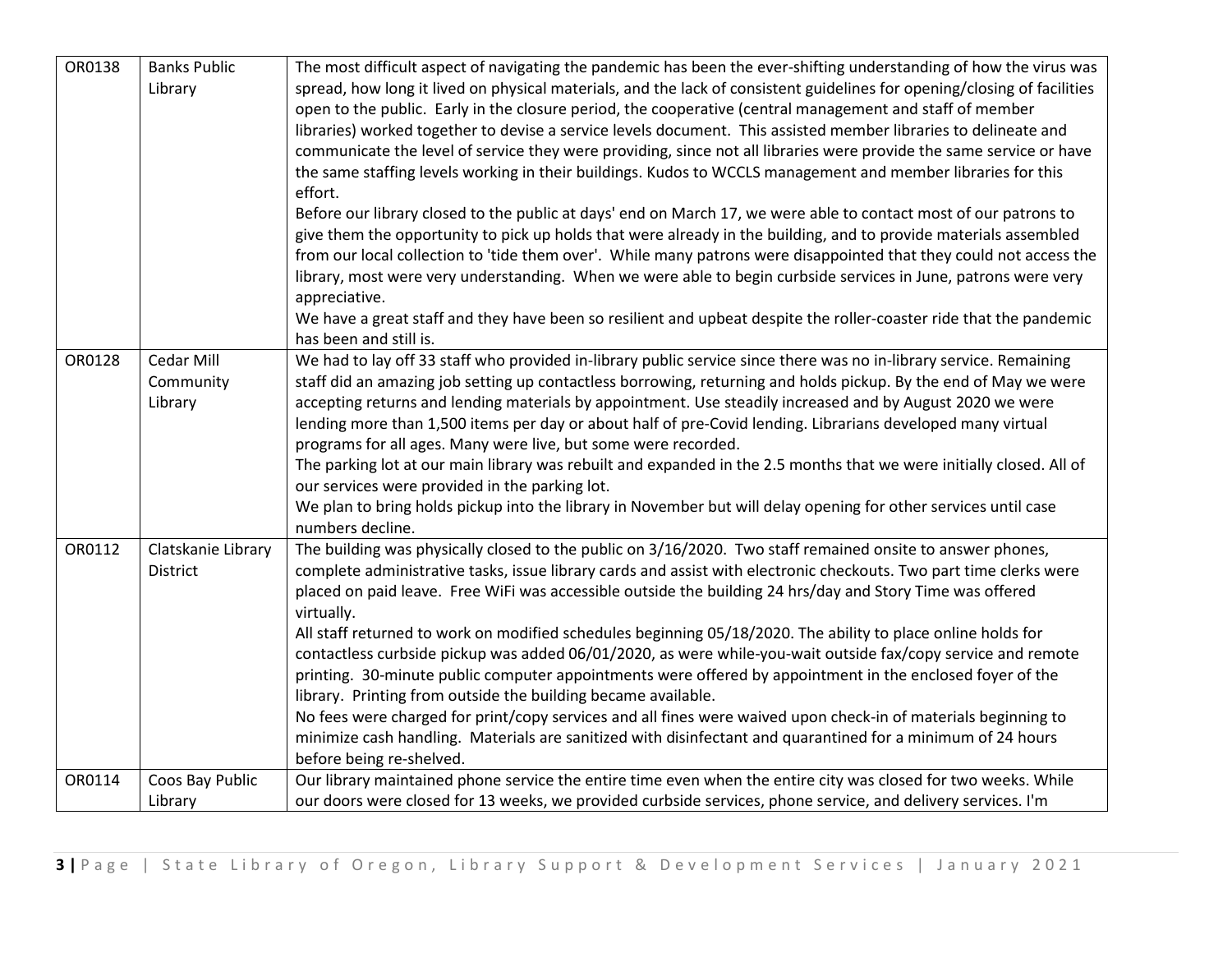| OR0138 | Banks Public Library | The most difficult aspect of navigating the pandemic has been the ever-shifting understanding of how the virus was spread, how long it lived on physical materials, and the lack of consistent guidelines for opening/closing of facilities open to the public. Early in the closure period, the cooperative (central management and staff of member libraries) worked together to devise a service levels document. This assisted member libraries to delineate and communicate the level of service they were providing, since not all libraries were provide the same service or have the same staffing levels working in their buildings. Kudos to WCCLS management and member libraries for this effort.<br>Before our library closed to the public at days' end on March 17, we were able to contact most of our patrons to give them the opportunity to pick up holds that were already in the building, and to provide materials assembled from our local collection to 'tide them over'. While many patrons were disappointed that they could not access the library, most were very understanding. When we were able to begin curbside services in June, patrons were very appreciative.<br>We have a great staff and they have been so resilient and upbeat despite the roller-coaster ride that the pandemic has been and still is. |
|---|---|---|
| OR0128 | Cedar Mill Community Library | We had to lay off 33 staff who provided in-library public service since there was no in-library service. Remaining staff did an amazing job setting up contactless borrowing, returning and holds pickup. By the end of May we were accepting returns and lending materials by appointment. Use steadily increased and by August 2020 we were lending more than 1,500 items per day or about half of pre-Covid lending. Librarians developed many virtual programs for all ages. Many were live, but some were recorded.<br>The parking lot at our main library was rebuilt and expanded in the 2.5 months that we were initially closed. All of our services were provided in the parking lot.<br>We plan to bring holds pickup into the library in November but will delay opening for other services until case numbers decline. |
| OR0112 | Clatskanie Library District | The building was physically closed to the public on 3/16/2020. Two staff remained onsite to answer phones, complete administrative tasks, issue library cards and assist with electronic checkouts. Two part time clerks were placed on paid leave. Free WiFi was accessible outside the building 24 hrs/day and Story Time was offered virtually.<br>All staff returned to work on modified schedules beginning 05/18/2020. The ability to place online holds for contactless curbside pickup was added 06/01/2020, as were while-you-wait outside fax/copy service and remote printing. 30-minute public computer appointments were offered by appointment in the enclosed foyer of the library. Printing from outside the building became available.<br>No fees were charged for print/copy services and all fines were waived upon check-in of materials beginning to minimize cash handling. Materials are sanitized with disinfectant and quarantined for a minimum of 24 hours before being re-shelved. |
| OR0114 | Coos Bay Public Library | Our library maintained phone service the entire time even when the entire city was closed for two weeks. While our doors were closed for 13 weeks, we provided curbside services, phone service, and delivery services. I'm |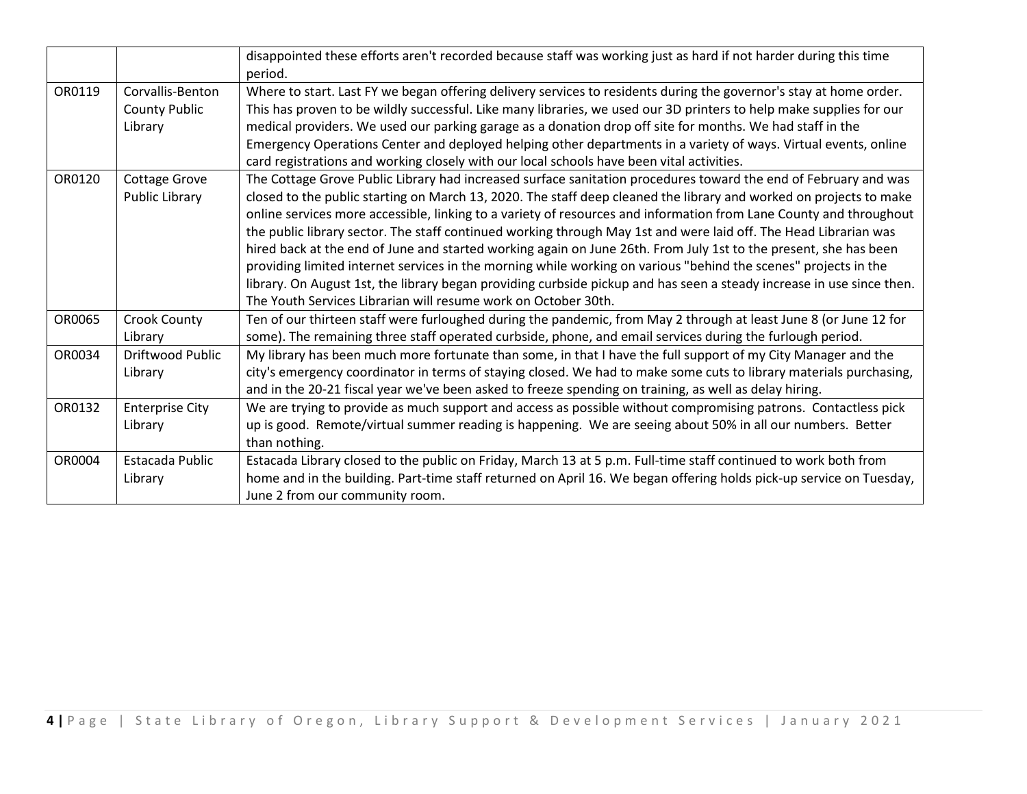| | | |
|---|---|---|
| | | disappointed these efforts aren't recorded because staff was working just as hard if not harder during this time period. |
| OR0119 | Corvallis-Benton County Public Library | Where to start. Last FY we began offering delivery services to residents during the governor's stay at home order. This has proven to be wildly successful. Like many libraries, we used our 3D printers to help make supplies for our medical providers. We used our parking garage as a donation drop off site for months. We had staff in the Emergency Operations Center and deployed helping other departments in a variety of ways. Virtual events, online card registrations and working closely with our local schools have been vital activities. |
| OR0120 | Cottage Grove Public Library | The Cottage Grove Public Library had increased surface sanitation procedures toward the end of February and was closed to the public starting on March 13, 2020. The staff deep cleaned the library and worked on projects to make online services more accessible, linking to a variety of resources and information from Lane County and throughout the public library sector. The staff continued working through May 1st and were laid off. The Head Librarian was hired back at the end of June and started working again on June 26th. From July 1st to the present, she has been providing limited internet services in the morning while working on various "behind the scenes" projects in the library. On August 1st, the library began providing curbside pickup and has seen a steady increase in use since then. The Youth Services Librarian will resume work on October 30th. |
| OR0065 | Crook County Library | Ten of our thirteen staff were furloughed during the pandemic, from May 2 through at least June 8 (or June 12 for some). The remaining three staff operated curbside, phone, and email services during the furlough period. |
| OR0034 | Driftwood Public Library | My library has been much more fortunate than some, in that I have the full support of my City Manager and the city's emergency coordinator in terms of staying closed. We had to make some cuts to library materials purchasing, and in the 20-21 fiscal year we've been asked to freeze spending on training, as well as delay hiring. |
| OR0132 | Enterprise City Library | We are trying to provide as much support and access as possible without compromising patrons. Contactless pick up is good. Remote/virtual summer reading is happening. We are seeing about 50% in all our numbers. Better than nothing. |
| OR0004 | Estacada Public Library | Estacada Library closed to the public on Friday, March 13 at 5 p.m. Full-time staff continued to work both from home and in the building. Part-time staff returned on April 16. We began offering holds pick-up service on Tuesday, June 2 from our community room. |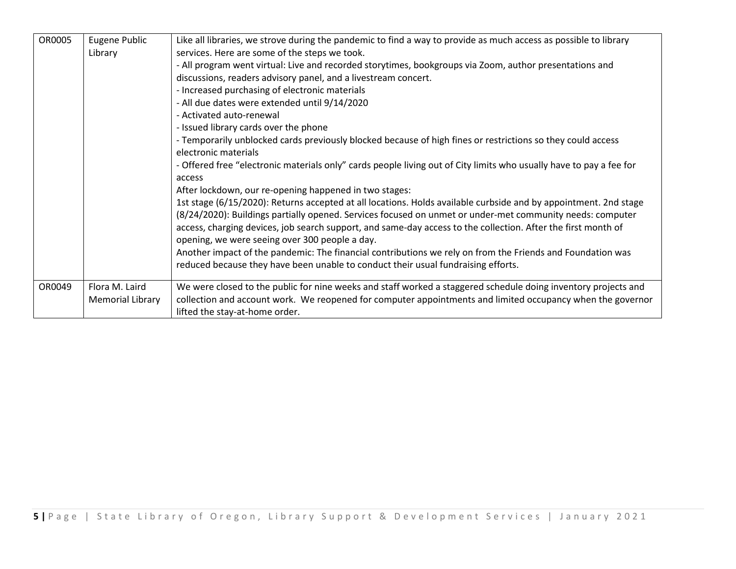| | | |
|---|---|---|
| OR0005 | Eugene Public Library | Like all libraries, we strove during the pandemic to find a way to provide as much access as possible to library services. Here are some of the steps we took.<br>- All program went virtual: Live and recorded storytimes, bookgroups via Zoom, author presentations and discussions, readers advisory panel, and a livestream concert.<br>- Increased purchasing of electronic materials<br>- All due dates were extended until 9/14/2020<br>- Activated auto-renewal<br>- Issued library cards over the phone<br>- Temporarily unblocked cards previously blocked because of high fines or restrictions so they could access electronic materials<br>- Offered free "electronic materials only" cards people living out of City limits who usually have to pay a fee for access<br>After lockdown, our re-opening happened in two stages:<br>1st stage (6/15/2020): Returns accepted at all locations. Holds available curbside and by appointment. 2nd stage (8/24/2020): Buildings partially opened. Services focused on unmet or under-met community needs: computer access, charging devices, job search support, and same-day access to the collection. After the first month of opening, we were seeing over 300 people a day.<br>Another impact of the pandemic: The financial contributions we rely on from the Friends and Foundation was reduced because they have been unable to conduct their usual fundraising efforts. |
| OR0049 | Flora M. Laird Memorial Library | We were closed to the public for nine weeks and staff worked a staggered schedule doing inventory projects and collection and account work. We reopened for computer appointments and limited occupancy when the governor lifted the stay-at-home order. |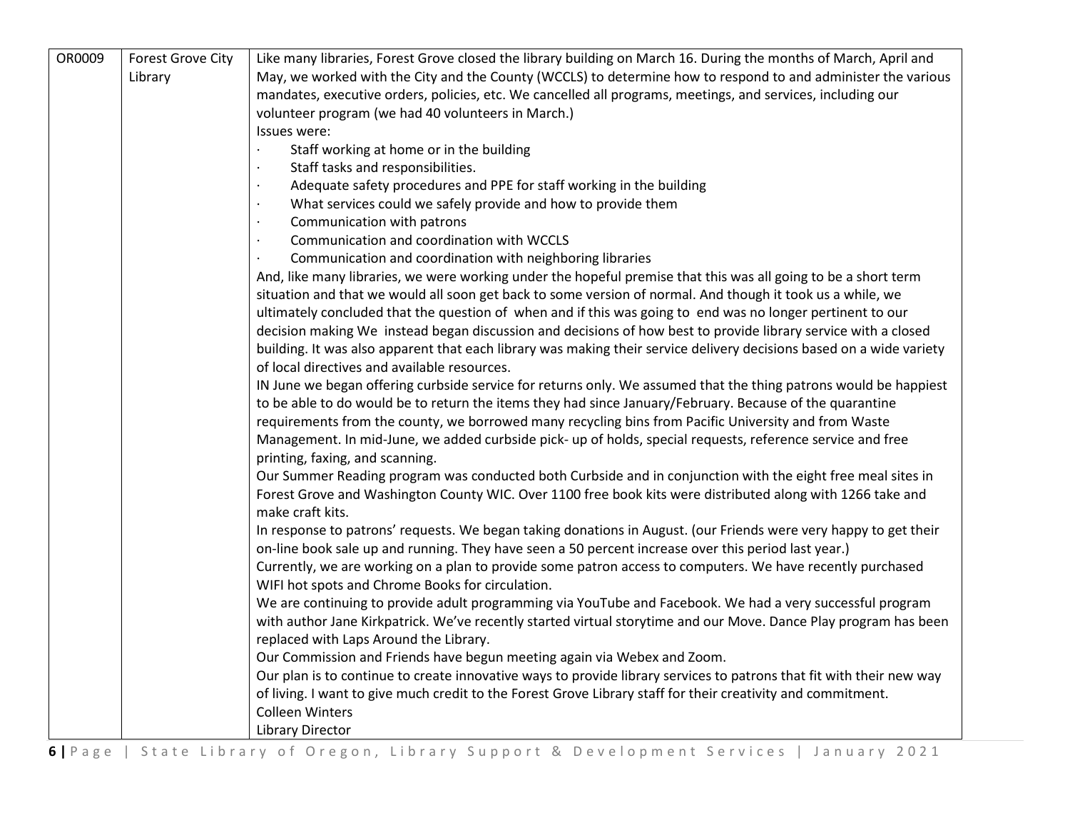| | | |
|---|---|---|
| OR0009 | Forest Grove City Library | Like many libraries, Forest Grove closed the library building on March 16. During the months of March, April and May, we worked with the City and the County (WCCLS) to determine how to respond to and administer the various mandates, executive orders, policies, etc. We cancelled all programs, meetings, and services, including our volunteer program (we had 40 volunteers in March.)<br>Issues were:<br>· Staff working at home or in the building<br>· Staff tasks and responsibilities.<br>· Adequate safety procedures and PPE for staff working in the building<br>· What services could we safely provide and how to provide them<br>· Communication with patrons<br>· Communication and coordination with WCCLS<br>· Communication and coordination with neighboring libraries<br>And, like many libraries, we were working under the hopeful premise that this was all going to be a short term situation and that we would all soon get back to some version of normal. And though it took us a while, we ultimately concluded that the question of when and if this was going to end was no longer pertinent to our decision making We instead began discussion and decisions of how best to provide library service with a closed building. It was also apparent that each library was making their service delivery decisions based on a wide variety of local directives and available resources.<br>IN June we began offering curbside service for returns only. We assumed that the thing patrons would be happiest to be able to do would be to return the items they had since January/February. Because of the quarantine requirements from the county, we borrowed many recycling bins from Pacific University and from Waste Management. In mid-June, we added curbside pick- up of holds, special requests, reference service and free printing, faxing, and scanning.<br>Our Summer Reading program was conducted both Curbside and in conjunction with the eight free meal sites in Forest Grove and Washington County WIC. Over 1100 free book kits were distributed along with 1266 take and make craft kits.<br>In response to patrons' requests. We began taking donations in August. (our Friends were very happy to get their on-line book sale up and running. They have seen a 50 percent increase over this period last year.)<br>Currently, we are working on a plan to provide some patron access to computers. We have recently purchased WIFI hot spots and Chrome Books for circulation.<br>We are continuing to provide adult programming via YouTube and Facebook. We had a very successful program with author Jane Kirkpatrick. We've recently started virtual storytime and our Move. Dance Play program has been replaced with Laps Around the Library.<br>Our Commission and Friends have begun meeting again via Webex and Zoom.<br>Our plan is to continue to create innovative ways to provide library services to patrons that fit with their new way of living. I want to give much credit to the Forest Grove Library staff for their creativity and commitment.<br>Colleen Winters<br>Library Director |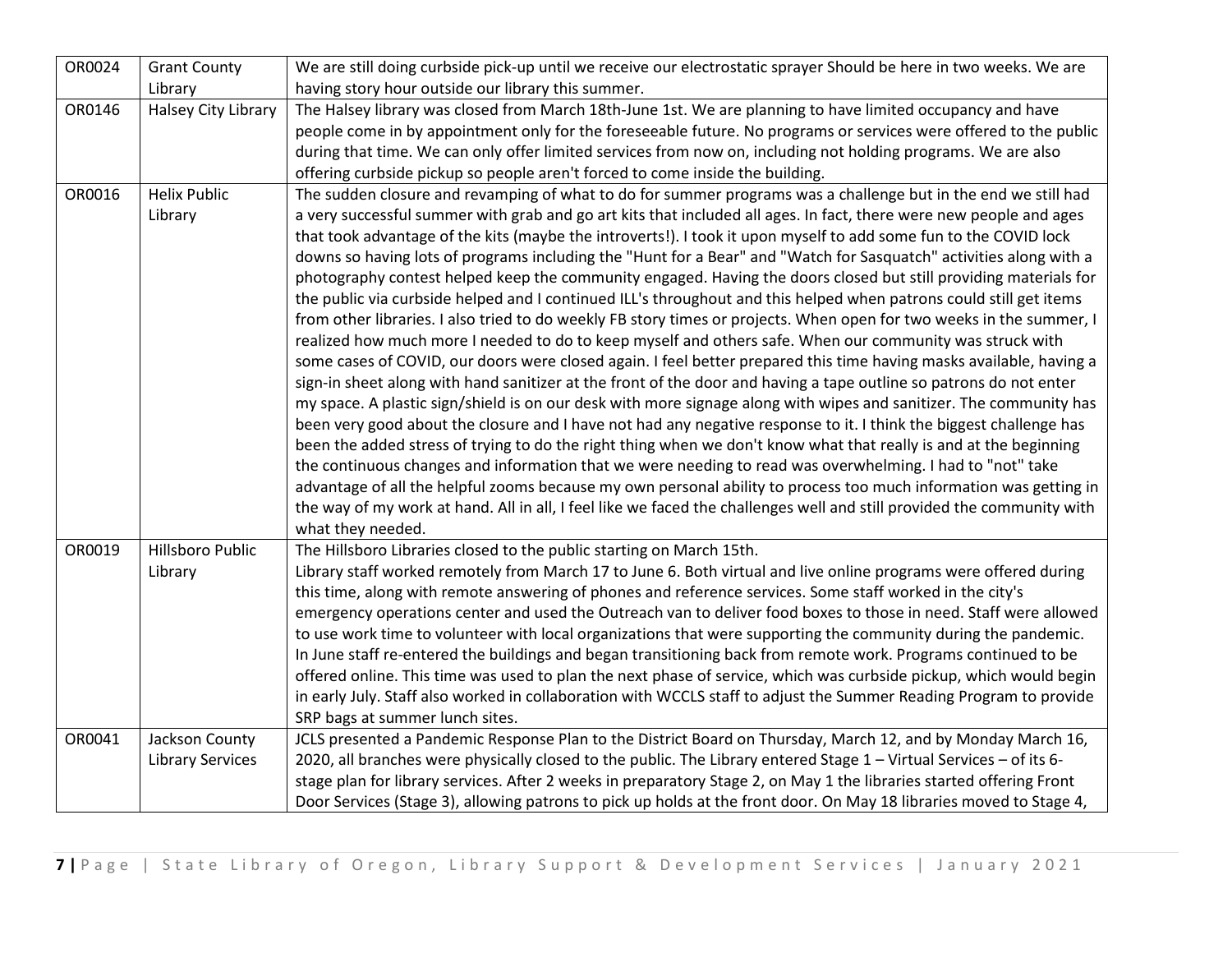| | | |
|---|---|---|
| OR0024 | Grant County Library | We are still doing curbside pick-up until we receive our electrostatic sprayer Should be here in two weeks. We are having story hour outside our library this summer. |
| OR0146 | Halsey City Library | The Halsey library was closed from March 18th-June 1st. We are planning to have limited occupancy and have people come in by appointment only for the foreseeable future. No programs or services were offered to the public during that time. We can only offer limited services from now on, including not holding programs. We are also offering curbside pickup so people aren't forced to come inside the building. |
| OR0016 | Helix Public Library | The sudden closure and revamping of what to do for summer programs was a challenge but in the end we still had a very successful summer with grab and go art kits that included all ages. In fact, there were new people and ages that took advantage of the kits (maybe the introverts!). I took it upon myself to add some fun to the COVID lock downs so having lots of programs including the "Hunt for a Bear" and "Watch for Sasquatch" activities along with a photography contest helped keep the community engaged. Having the doors closed but still providing materials for the public via curbside helped and I continued ILL's throughout and this helped when patrons could still get items from other libraries. I also tried to do weekly FB story times or projects. When open for two weeks in the summer, I realized how much more I needed to do to keep myself and others safe. When our community was struck with some cases of COVID, our doors were closed again. I feel better prepared this time having masks available, having a sign-in sheet along with hand sanitizer at the front of the door and having a tape outline so patrons do not enter my space. A plastic sign/shield is on our desk with more signage along with wipes and sanitizer. The community has been very good about the closure and I have not had any negative response to it. I think the biggest challenge has been the added stress of trying to do the right thing when we don't know what that really is and at the beginning the continuous changes and information that we were needing to read was overwhelming. I had to "not" take advantage of all the helpful zooms because my own personal ability to process too much information was getting in the way of my work at hand. All in all, I feel like we faced the challenges well and still provided the community with what they needed. |
| OR0019 | Hillsboro Public Library | The Hillsboro Libraries closed to the public starting on March 15th.<br>Library staff worked remotely from March 17 to June 6. Both virtual and live online programs were offered during this time, along with remote answering of phones and reference services. Some staff worked in the city's emergency operations center and used the Outreach van to deliver food boxes to those in need. Staff were allowed to use work time to volunteer with local organizations that were supporting the community during the pandemic. In June staff re-entered the buildings and began transitioning back from remote work. Programs continued to be offered online. This time was used to plan the next phase of service, which was curbside pickup, which would begin in early July. Staff also worked in collaboration with WCCLS staff to adjust the Summer Reading Program to provide SRP bags at summer lunch sites. |
| OR0041 | Jackson County Library Services | JCLS presented a Pandemic Response Plan to the District Board on Thursday, March 12, and by Monday March 16, 2020, all branches were physically closed to the public. The Library entered Stage 1 – Virtual Services – of its 6-stage plan for library services. After 2 weeks in preparatory Stage 2, on May 1 the libraries started offering Front Door Services (Stage 3), allowing patrons to pick up holds at the front door. On May 18 libraries moved to Stage 4, |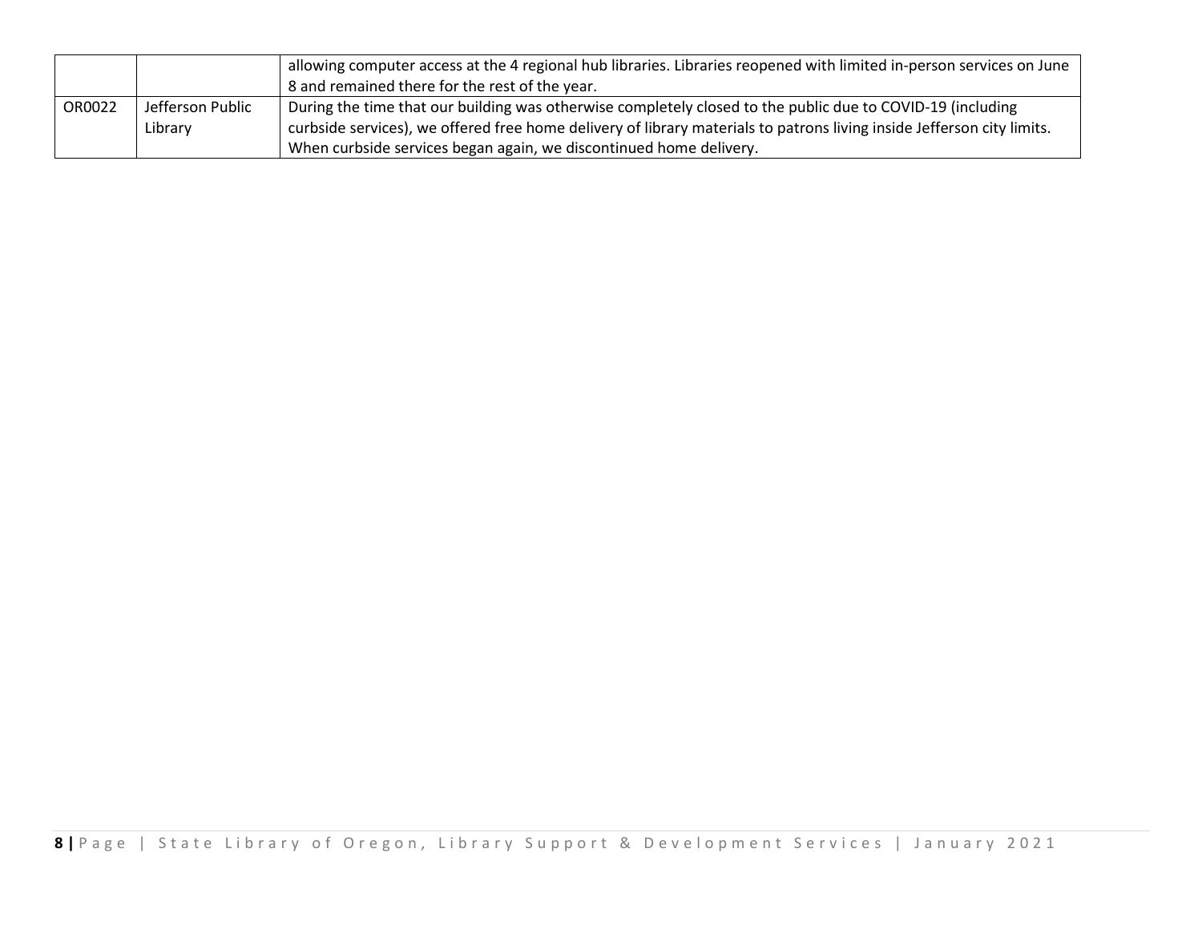| | | |
|---|---|---|
| | | allowing computer access at the 4 regional hub libraries. Libraries reopened with limited in-person services on June 8 and remained there for the rest of the year. |
| OR0022 | Jefferson Public Library | During the time that our building was otherwise completely closed to the public due to COVID-19 (including curbside services), we offered free home delivery of library materials to patrons living inside Jefferson city limits. When curbside services began again, we discontinued home delivery. |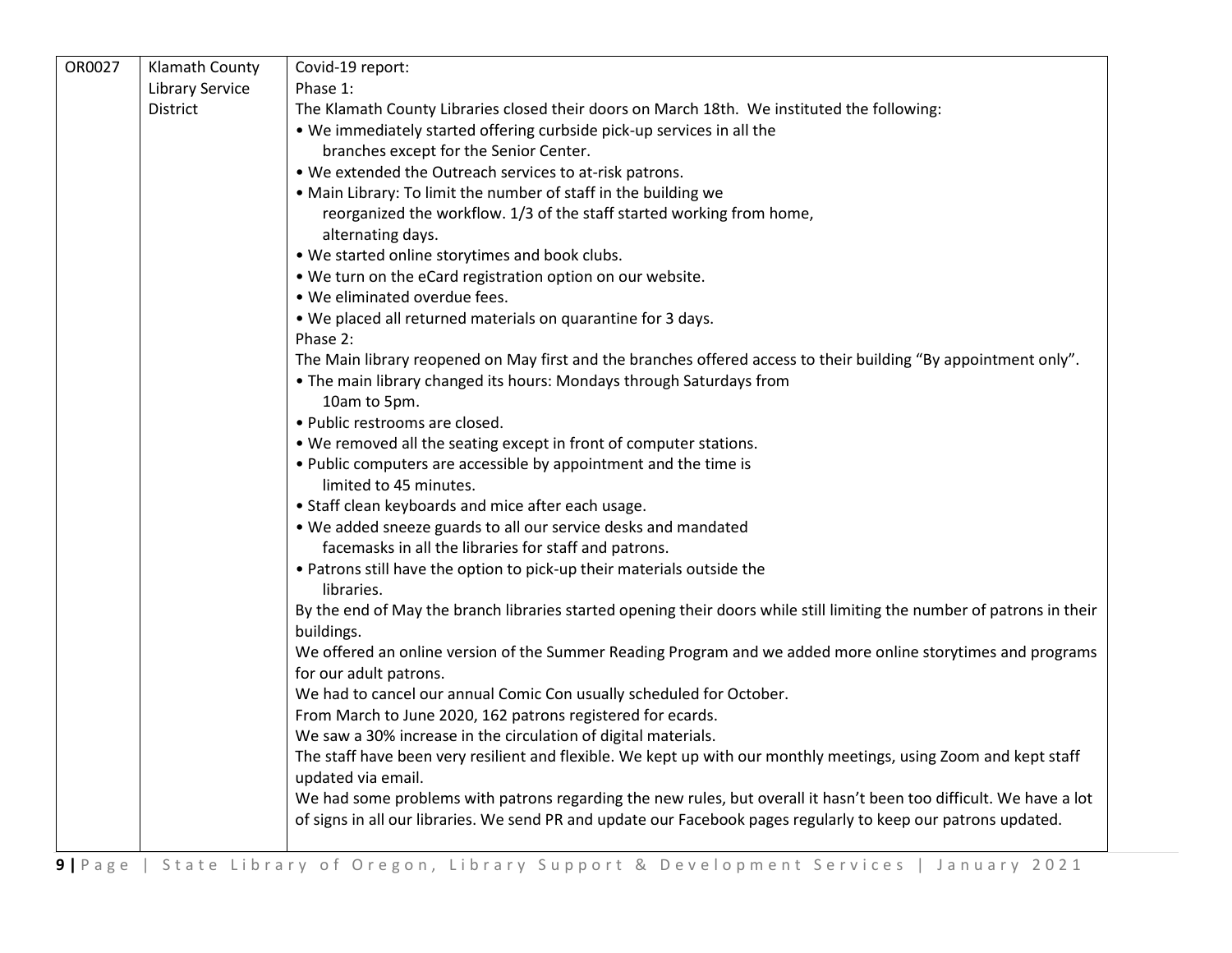| OR0027 | Klamath County Library Service District | Covid-19 report:<br>Phase 1:<br>The Klamath County Libraries closed their doors on March 18th. We instituted the following:<br>• We immediately started offering curbside pick-up services in all the branches except for the Senior Center.<br>• We extended the Outreach services to at-risk patrons.<br>• Main Library: To limit the number of staff in the building we reorganized the workflow. 1/3 of the staff started working from home, alternating days.<br>• We started online storytimes and book clubs.<br>• We turn on the eCard registration option on our website.<br>• We eliminated overdue fees.<br>• We placed all returned materials on quarantine for 3 days.<br>Phase 2:<br>The Main library reopened on May first and the branches offered access to their building "By appointment only".<br>• The main library changed its hours: Mondays through Saturdays from 10am to 5pm.<br>• Public restrooms are closed.<br>• We removed all the seating except in front of computer stations.<br>• Public computers are accessible by appointment and the time is limited to 45 minutes.<br>• Staff clean keyboards and mice after each usage.<br>• We added sneeze guards to all our service desks and mandated facemasks in all the libraries for staff and patrons.<br>• Patrons still have the option to pick-up their materials outside the libraries.<br>By the end of May the branch libraries started opening their doors while still limiting the number of patrons in their buildings.<br>We offered an online version of the Summer Reading Program and we added more online storytimes and programs for our adult patrons.<br>We had to cancel our annual Comic Con usually scheduled for October.<br>From March to June 2020, 162 patrons registered for ecards.<br>We saw a 30% increase in the circulation of digital materials.<br>The staff have been very resilient and flexible. We kept up with our monthly meetings, using Zoom and kept staff updated via email.<br>We had some problems with patrons regarding the new rules, but overall it hasn't been too difficult. We have a lot of signs in all our libraries. We send PR and update our Facebook pages regularly to keep our patrons updated. |
|---|---|---|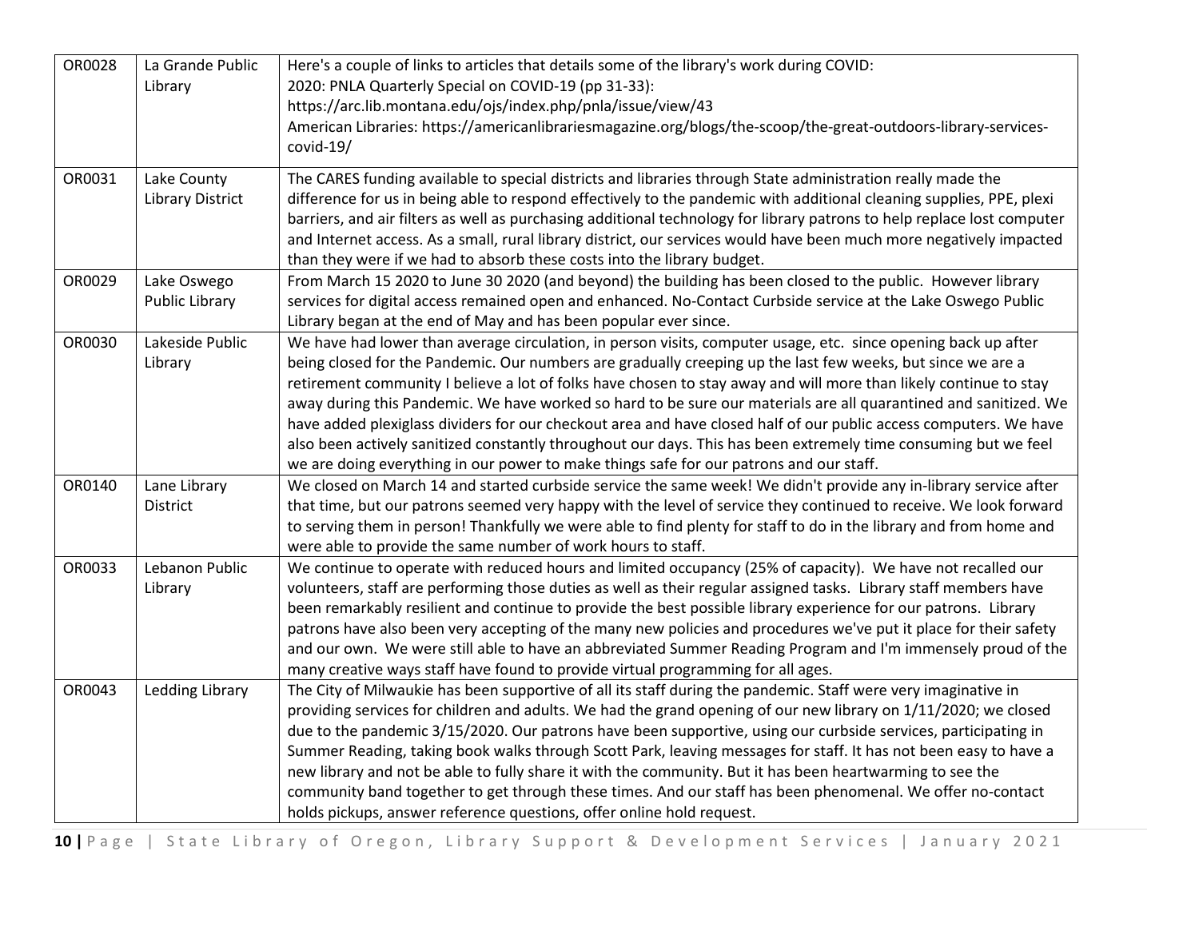| | | |
|---|---|---|
| OR0028 | La Grande Public Library | Here's a couple of links to articles that details some of the library's work during COVID:<br>2020: PNLA Quarterly Special on COVID-19 (pp 31-33):<br>https://arc.lib.montana.edu/ojs/index.php/pnla/issue/view/43<br>American Libraries: https://americanlibrariesmagazine.org/blogs/the-scoop/the-great-outdoors-library-services-covid-19/ |
| OR0031 | Lake County Library District | The CARES funding available to special districts and libraries through State administration really made the difference for us in being able to respond effectively to the pandemic with additional cleaning supplies, PPE, plexi barriers, and air filters as well as purchasing additional technology for library patrons to help replace lost computer and Internet access. As a small, rural library district, our services would have been much more negatively impacted than they were if we had to absorb these costs into the library budget. |
| OR0029 | Lake Oswego Public Library | From March 15 2020 to June 30 2020 (and beyond) the building has been closed to the public. However library services for digital access remained open and enhanced. No-Contact Curbside service at the Lake Oswego Public Library began at the end of May and has been popular ever since. |
| OR0030 | Lakeside Public Library | We have had lower than average circulation, in person visits, computer usage, etc. since opening back up after being closed for the Pandemic. Our numbers are gradually creeping up the last few weeks, but since we are a retirement community I believe a lot of folks have chosen to stay away and will more than likely continue to stay away during this Pandemic. We have worked so hard to be sure our materials are all quarantined and sanitized. We have added plexiglass dividers for our checkout area and have closed half of our public access computers. We have also been actively sanitized constantly throughout our days. This has been extremely time consuming but we feel we are doing everything in our power to make things safe for our patrons and our staff. |
| OR0140 | Lane Library District | We closed on March 14 and started curbside service the same week! We didn't provide any in-library service after that time, but our patrons seemed very happy with the level of service they continued to receive. We look forward to serving them in person! Thankfully we were able to find plenty for staff to do in the library and from home and were able to provide the same number of work hours to staff. |
| OR0033 | Lebanon Public Library | We continue to operate with reduced hours and limited occupancy (25% of capacity). We have not recalled our volunteers, staff are performing those duties as well as their regular assigned tasks. Library staff members have been remarkably resilient and continue to provide the best possible library experience for our patrons. Library patrons have also been very accepting of the many new policies and procedures we've put it place for their safety and our own. We were still able to have an abbreviated Summer Reading Program and I'm immensely proud of the many creative ways staff have found to provide virtual programming for all ages. |
| OR0043 | Ledding Library | The City of Milwaukie has been supportive of all its staff during the pandemic. Staff were very imaginative in providing services for children and adults. We had the grand opening of our new library on 1/11/2020; we closed due to the pandemic 3/15/2020. Our patrons have been supportive, using our curbside services, participating in Summer Reading, taking book walks through Scott Park, leaving messages for staff. It has not been easy to have a new library and not be able to fully share it with the community. But it has been heartwarming to see the community band together to get through these times. And our staff has been phenomenal. We offer no-contact holds pickups, answer reference questions, offer online hold request. |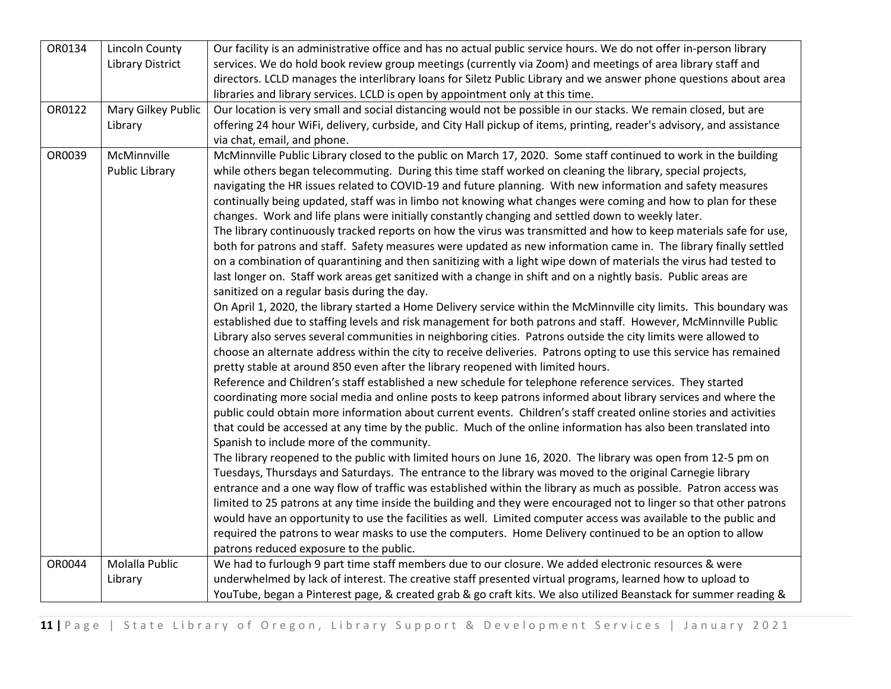| | | |
|---|---|---|
| OR0134 | Lincoln County Library District | Our facility is an administrative office and has no actual public service hours. We do not offer in-person library services. We do hold book review group meetings (currently via Zoom) and meetings of area library staff and directors. LCLD manages the interlibrary loans for Siletz Public Library and we answer phone questions about area libraries and library services. LCLD is open by appointment only at this time. |
| OR0122 | Mary Gilkey Public Library | Our location is very small and social distancing would not be possible in our stacks. We remain closed, but are offering 24 hour WiFi, delivery, curbside, and City Hall pickup of items, printing, reader's advisory, and assistance via chat, email, and phone. |
| OR0039 | McMinnville Public Library | McMinnville Public Library closed to the public on March 17, 2020. Some staff continued to work in the building while others began telecommuting. During this time staff worked on cleaning the library, special projects, navigating the HR issues related to COVID-19 and future planning. With new information and safety measures continually being updated, staff was in limbo not knowing what changes were coming and how to plan for these changes. Work and life plans were initially constantly changing and settled down to weekly later.<br>The library continuously tracked reports on how the virus was transmitted and how to keep materials safe for use, both for patrons and staff. Safety measures were updated as new information came in. The library finally settled on a combination of quarantining and then sanitizing with a light wipe down of materials the virus had tested to last longer on. Staff work areas get sanitized with a change in shift and on a nightly basis. Public areas are sanitized on a regular basis during the day.<br>On April 1, 2020, the library started a Home Delivery service within the McMinnville city limits. This boundary was established due to staffing levels and risk management for both patrons and staff. However, McMinnville Public Library also serves several communities in neighboring cities. Patrons outside the city limits were allowed to choose an alternate address within the city to receive deliveries. Patrons opting to use this service has remained pretty stable at around 850 even after the library reopened with limited hours.<br>Reference and Children's staff established a new schedule for telephone reference services. They started coordinating more social media and online posts to keep patrons informed about library services and where the public could obtain more information about current events. Children's staff created online stories and activities that could be accessed at any time by the public. Much of the online information has also been translated into Spanish to include more of the community.<br>The library reopened to the public with limited hours on June 16, 2020. The library was open from 12-5 pm on Tuesdays, Thursdays and Saturdays. The entrance to the library was moved to the original Carnegie library entrance and a one way flow of traffic was established within the library as much as possible. Patron access was limited to 25 patrons at any time inside the building and they were encouraged not to linger so that other patrons would have an opportunity to use the facilities as well. Limited computer access was available to the public and required the patrons to wear masks to use the computers. Home Delivery continued to be an option to allow patrons reduced exposure to the public. |
| OR0044 | Molalla Public Library | We had to furlough 9 part time staff members due to our closure. We added electronic resources & were underwhelmed by lack of interest. The creative staff presented virtual programs, learned how to upload to YouTube, began a Pinterest page, & created grab & go craft kits. We also utilized Beanstack for summer reading & |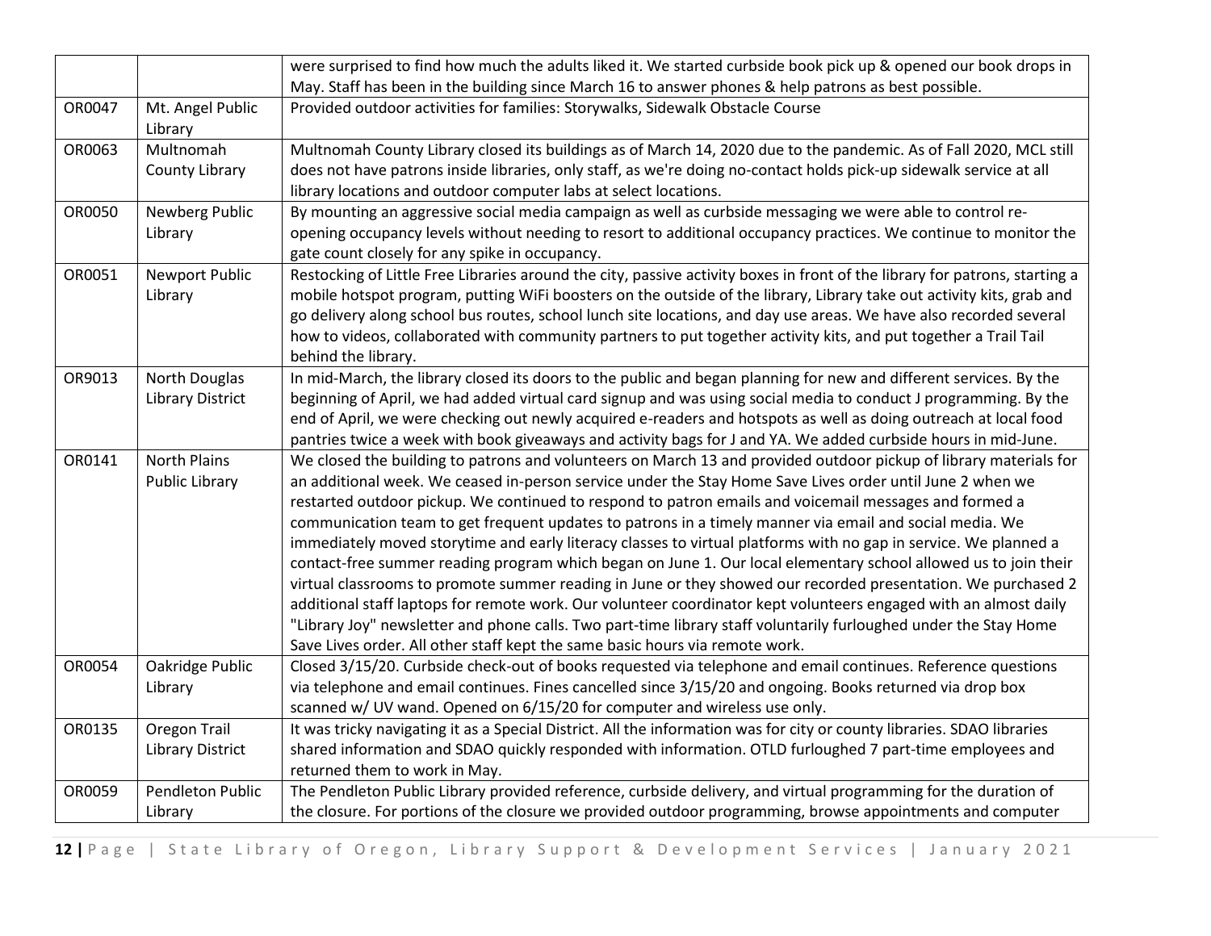| | | |
|---|---|---|
| | | were surprised to find how much the adults liked it. We started curbside book pick up & opened our book drops in May. Staff has been in the building since March 16 to answer phones & help patrons as best possible. |
| OR0047 | Mt. Angel Public Library | Provided outdoor activities for families: Storywalks, Sidewalk Obstacle Course |
| OR0063 | Multnomah County Library | Multnomah County Library closed its buildings as of March 14, 2020 due to the pandemic. As of Fall 2020, MCL still does not have patrons inside libraries, only staff, as we're doing no-contact holds pick-up sidewalk service at all library locations and outdoor computer labs at select locations. |
| OR0050 | Newberg Public Library | By mounting an aggressive social media campaign as well as curbside messaging we were able to control re-opening occupancy levels without needing to resort to additional occupancy practices. We continue to monitor the gate count closely for any spike in occupancy. |
| OR0051 | Newport Public Library | Restocking of Little Free Libraries around the city, passive activity boxes in front of the library for patrons, starting a mobile hotspot program, putting WiFi boosters on the outside of the library, Library take out activity kits, grab and go delivery along school bus routes, school lunch site locations, and day use areas. We have also recorded several how to videos, collaborated with community partners to put together activity kits, and put together a Trail Tail behind the library. |
| OR9013 | North Douglas Library District | In mid-March, the library closed its doors to the public and began planning for new and different services. By the beginning of April, we had added virtual card signup and was using social media to conduct J programming. By the end of April, we were checking out newly acquired e-readers and hotspots as well as doing outreach at local food pantries twice a week with book giveaways and activity bags for J and YA. We added curbside hours in mid-June. |
| OR0141 | North Plains Public Library | We closed the building to patrons and volunteers on March 13 and provided outdoor pickup of library materials for an additional week. We ceased in-person service under the Stay Home Save Lives order until June 2 when we restarted outdoor pickup. We continued to respond to patron emails and voicemail messages and formed a communication team to get frequent updates to patrons in a timely manner via email and social media. We immediately moved storytime and early literacy classes to virtual platforms with no gap in service. We planned a contact-free summer reading program which began on June 1. Our local elementary school allowed us to join their virtual classrooms to promote summer reading in June or they showed our recorded presentation. We purchased 2 additional staff laptops for remote work. Our volunteer coordinator kept volunteers engaged with an almost daily "Library Joy" newsletter and phone calls. Two part-time library staff voluntarily furloughed under the Stay Home Save Lives order. All other staff kept the same basic hours via remote work. |
| OR0054 | Oakridge Public Library | Closed 3/15/20. Curbside check-out of books requested via telephone and email continues. Reference questions via telephone and email continues. Fines cancelled since 3/15/20 and ongoing. Books returned via drop box scanned w/ UV wand. Opened on 6/15/20 for computer and wireless use only. |
| OR0135 | Oregon Trail Library District | It was tricky navigating it as a Special District. All the information was for city or county libraries. SDAO libraries shared information and SDAO quickly responded with information. OTLD furloughed 7 part-time employees and returned them to work in May. |
| OR0059 | Pendleton Public Library | The Pendleton Public Library provided reference, curbside delivery, and virtual programming for the duration of the closure. For portions of the closure we provided outdoor programming, browse appointments and computer |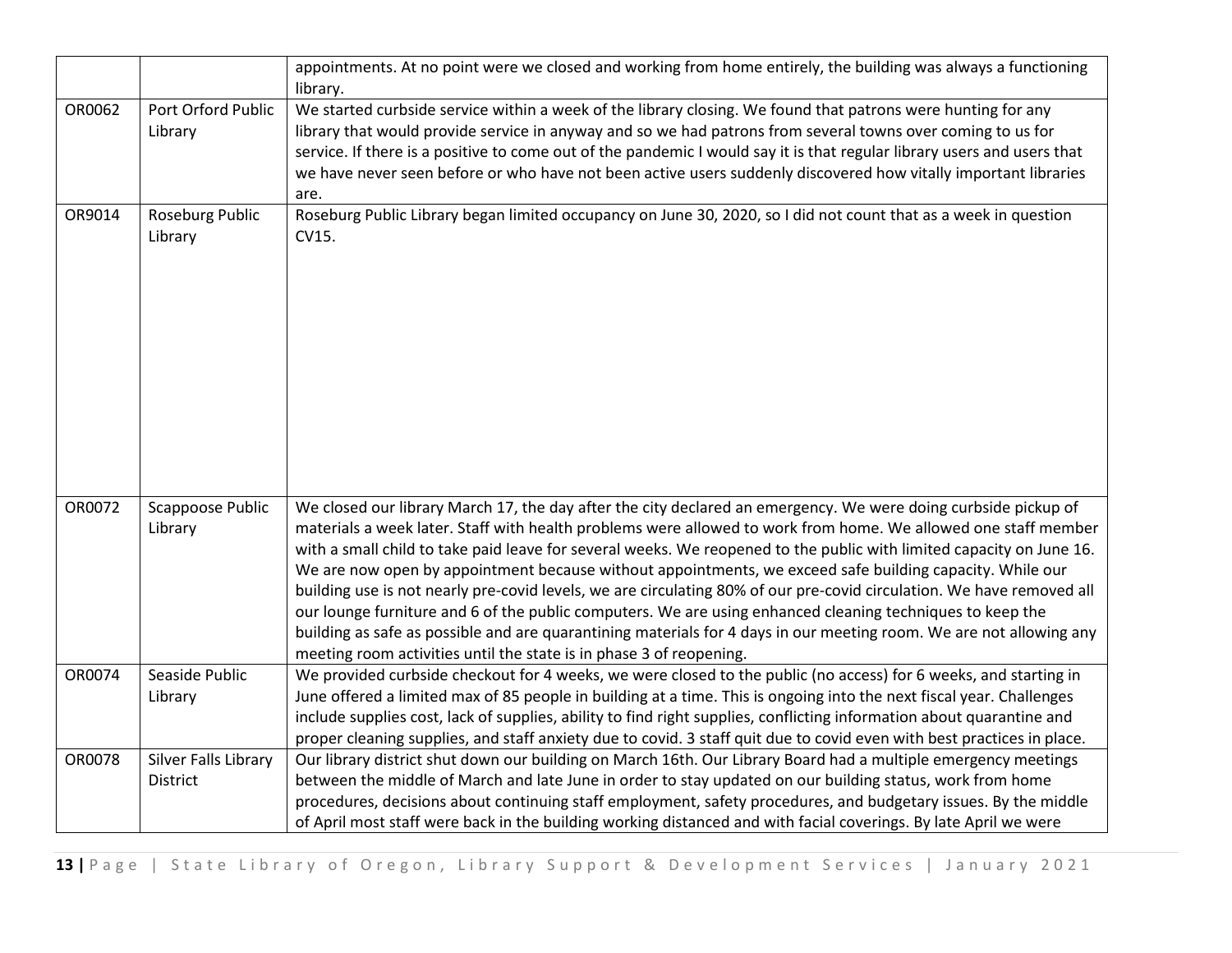| | | |
|---|---|---|
| | | appointments. At no point were we closed and working from home entirely, the building was always a functioning library. |
| OR0062 | Port Orford Public Library | We started curbside service within a week of the library closing. We found that patrons were hunting for any library that would provide service in anyway and so we had patrons from several towns over coming to us for service. If there is a positive to come out of the pandemic I would say it is that regular library users and users that we have never seen before or who have not been active users suddenly discovered how vitally important libraries are. |
| OR9014 | Roseburg Public Library | Roseburg Public Library began limited occupancy on June 30, 2020, so I did not count that as a week in question CV15. |
| OR0072 | Scappoose Public Library | We closed our library March 17, the day after the city declared an emergency. We were doing curbside pickup of materials a week later. Staff with health problems were allowed to work from home. We allowed one staff member with a small child to take paid leave for several weeks. We reopened to the public with limited capacity on June 16. We are now open by appointment because without appointments, we exceed safe building capacity. While our building use is not nearly pre-covid levels, we are circulating 80% of our pre-covid circulation. We have removed all our lounge furniture and 6 of the public computers. We are using enhanced cleaning techniques to keep the building as safe as possible and are quarantining materials for 4 days in our meeting room. We are not allowing any meeting room activities until the state is in phase 3 of reopening. |
| OR0074 | Seaside Public Library | We provided curbside checkout for 4 weeks, we were closed to the public (no access) for 6 weeks, and starting in June offered a limited max of 85 people in building at a time. This is ongoing into the next fiscal year. Challenges include supplies cost, lack of supplies, ability to find right supplies, conflicting information about quarantine and proper cleaning supplies, and staff anxiety due to covid. 3 staff quit due to covid even with best practices in place. |
| OR0078 | Silver Falls Library District | Our library district shut down our building on March 16th. Our Library Board had a multiple emergency meetings between the middle of March and late June in order to stay updated on our building status, work from home procedures, decisions about continuing staff employment, safety procedures, and budgetary issues. By the middle of April most staff were back in the building working distanced and with facial coverings. By late April we were |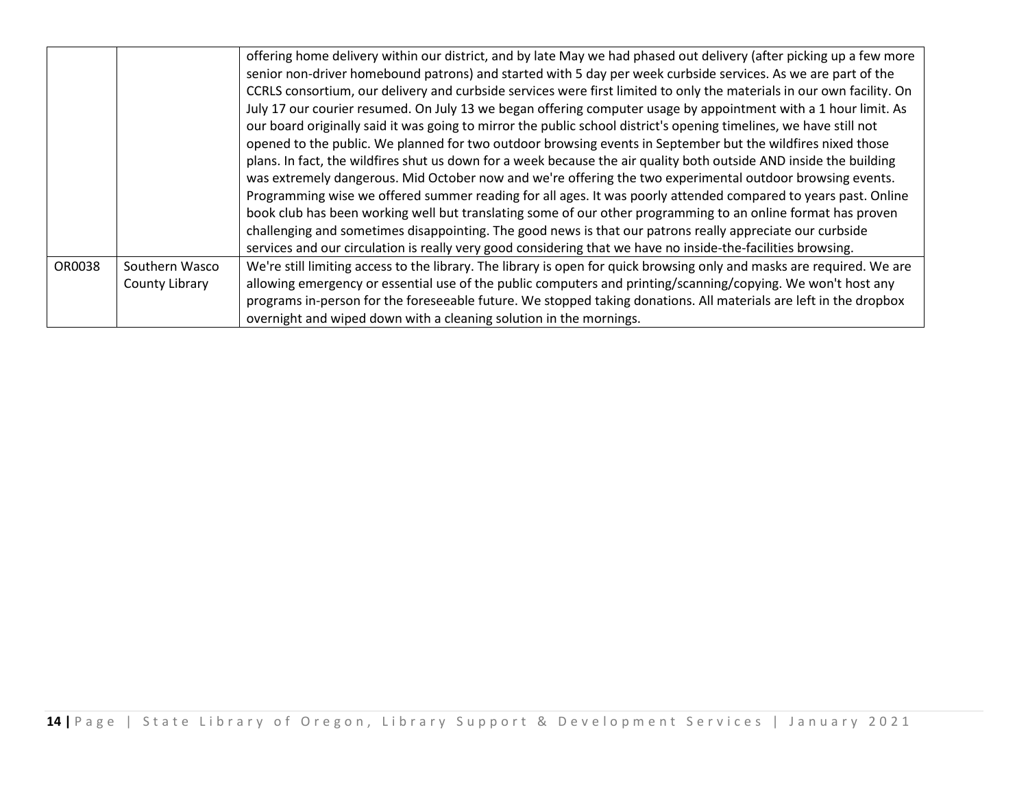| | | |
|---|---|---|
| | | offering home delivery within our district, and by late May we had phased out delivery (after picking up a few more senior non-driver homebound patrons) and started with 5 day per week curbside services. As we are part of the CCRLS consortium, our delivery and curbside services were first limited to only the materials in our own facility. On July 17 our courier resumed. On July 13 we began offering computer usage by appointment with a 1 hour limit. As our board originally said it was going to mirror the public school district's opening timelines, we have still not opened to the public. We planned for two outdoor browsing events in September but the wildfires nixed those plans. In fact, the wildfires shut us down for a week because the air quality both outside AND inside the building was extremely dangerous. Mid October now and we're offering the two experimental outdoor browsing events. Programming wise we offered summer reading for all ages. It was poorly attended compared to years past. Online book club has been working well but translating some of our other programming to an online format has proven challenging and sometimes disappointing. The good news is that our patrons really appreciate our curbside services and our circulation is really very good considering that we have no inside-the-facilities browsing. |
| OR0038 | Southern Wasco County Library | We're still limiting access to the library. The library is open for quick browsing only and masks are required. We are allowing emergency or essential use of the public computers and printing/scanning/copying. We won't host any programs in-person for the foreseeable future. We stopped taking donations. All materials are left in the dropbox overnight and wiped down with a cleaning solution in the mornings. |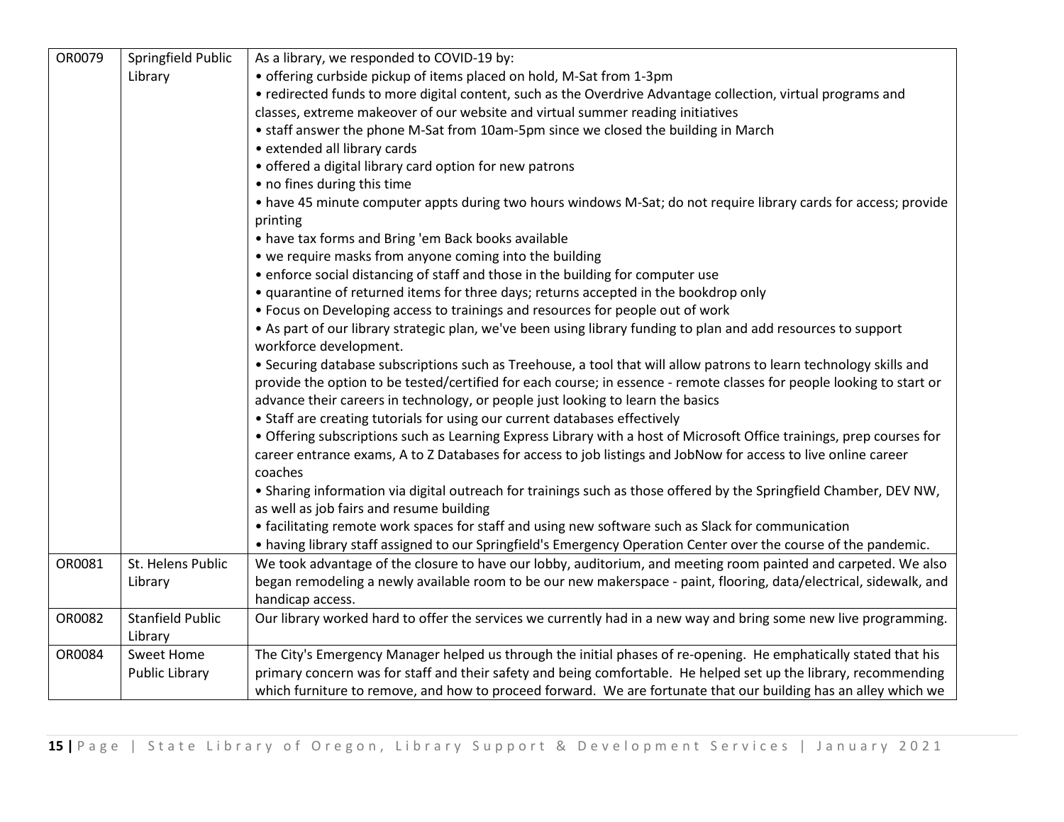| | | |
|---|---|---|
| OR0079 | Springfield Public Library | As a library, we responded to COVID-19 by:<br>• offering curbside pickup of items placed on hold, M-Sat from 1-3pm<br>• redirected funds to more digital content, such as the Overdrive Advantage collection, virtual programs and classes, extreme makeover of our website and virtual summer reading initiatives<br>• staff answer the phone M-Sat from 10am-5pm since we closed the building in March<br>• extended all library cards<br>• offered a digital library card option for new patrons<br>• no fines during this time<br>• have 45 minute computer appts during two hours windows M-Sat; do not require library cards for access; provide printing<br>• have tax forms and Bring 'em Back books available<br>• we require masks from anyone coming into the building<br>• enforce social distancing of staff and those in the building for computer use<br>• quarantine of returned items for three days; returns accepted in the bookdrop only<br>• Focus on Developing access to trainings and resources for people out of work<br>• As part of our library strategic plan, we've been using library funding to plan and add resources to support workforce development.<br>• Securing database subscriptions such as Treehouse, a tool that will allow patrons to learn technology skills and provide the option to be tested/certified for each course; in essence - remote classes for people looking to start or advance their careers in technology, or people just looking to learn the basics<br>• Staff are creating tutorials for using our current databases effectively<br>• Offering subscriptions such as Learning Express Library with a host of Microsoft Office trainings, prep courses for career entrance exams, A to Z Databases for access to job listings and JobNow for access to live online career coaches<br>• Sharing information via digital outreach for trainings such as those offered by the Springfield Chamber, DEV NW, as well as job fairs and resume building<br>• facilitating remote work spaces for staff and using new software such as Slack for communication<br>• having library staff assigned to our Springfield's Emergency Operation Center over the course of the pandemic. |
| OR0081 | St. Helens Public Library | We took advantage of the closure to have our lobby, auditorium, and meeting room painted and carpeted. We also began remodeling a newly available room to be our new makerspace - paint, flooring, data/electrical, sidewalk, and handicap access. |
| OR0082 | Stanfield Public Library | Our library worked hard to offer the services we currently had in a new way and bring some new live programming. |
| OR0084 | Sweet Home Public Library | The City's Emergency Manager helped us through the initial phases of re-opening. He emphatically stated that his primary concern was for staff and their safety and being comfortable. He helped set up the library, recommending which furniture to remove, and how to proceed forward. We are fortunate that our building has an alley which we |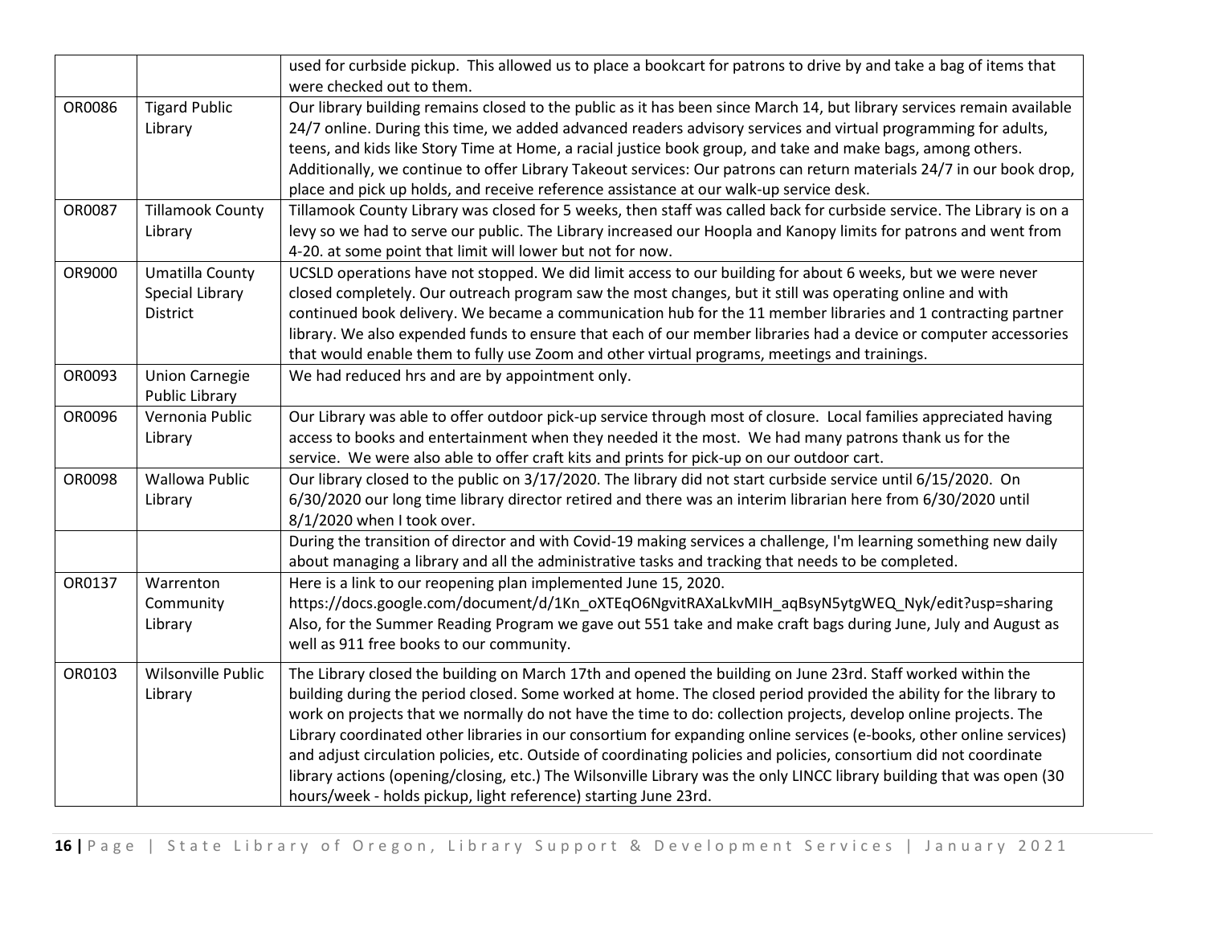| | | |
|---|---|---|
| | | used for curbside pickup. This allowed us to place a bookcart for patrons to drive by and take a bag of items that were checked out to them. |
| OR0086 | Tigard Public Library | Our library building remains closed to the public as it has been since March 14, but library services remain available 24/7 online. During this time, we added advanced readers advisory services and virtual programming for adults, teens, and kids like Story Time at Home, a racial justice book group, and take and make bags, among others. Additionally, we continue to offer Library Takeout services: Our patrons can return materials 24/7 in our book drop, place and pick up holds, and receive reference assistance at our walk-up service desk. |
| OR0087 | Tillamook County Library | Tillamook County Library was closed for 5 weeks, then staff was called back for curbside service. The Library is on a levy so we had to serve our public. The Library increased our Hoopla and Kanopy limits for patrons and went from 4-20. at some point that limit will lower but not for now. |
| OR9000 | Umatilla County Special Library District | UCSLD operations have not stopped. We did limit access to our building for about 6 weeks, but we were never closed completely. Our outreach program saw the most changes, but it still was operating online and with continued book delivery. We became a communication hub for the 11 member libraries and 1 contracting partner library. We also expended funds to ensure that each of our member libraries had a device or computer accessories that would enable them to fully use Zoom and other virtual programs, meetings and trainings. |
| OR0093 | Union Carnegie Public Library | We had reduced hrs and are by appointment only. |
| OR0096 | Vernonia Public Library | Our Library was able to offer outdoor pick-up service through most of closure. Local families appreciated having access to books and entertainment when they needed it the most. We had many patrons thank us for the service. We were also able to offer craft kits and prints for pick-up on our outdoor cart. |
| OR0098 | Wallowa Public Library | Our library closed to the public on 3/17/2020. The library did not start curbside service until 6/15/2020. On 6/30/2020 our long time library director retired and there was an interim librarian here from 6/30/2020 until 8/1/2020 when I took over. |
| | | During the transition of director and with Covid-19 making services a challenge, I'm learning something new daily about managing a library and all the administrative tasks and tracking that needs to be completed. |
| OR0137 | Warrenton Community Library | Here is a link to our reopening plan implemented June 15, 2020. https://docs.google.com/document/d/1Kn_oXTEqO6NgvitRAXaLkvMIH_aqBsyN5ytgWEQ_Nyk/edit?usp=sharing Also, for the Summer Reading Program we gave out 551 take and make craft bags during June, July and August as well as 911 free books to our community. |
| OR0103 | Wilsonville Public Library | The Library closed the building on March 17th and opened the building on June 23rd. Staff worked within the building during the period closed. Some worked at home. The closed period provided the ability for the library to work on projects that we normally do not have the time to do: collection projects, develop online projects. The Library coordinated other libraries in our consortium for expanding online services (e-books, other online services) and adjust circulation policies, etc. Outside of coordinating policies and policies, consortium did not coordinate library actions (opening/closing, etc.) The Wilsonville Library was the only LINCC library building that was open (30 hours/week - holds pickup, light reference) starting June 23rd. |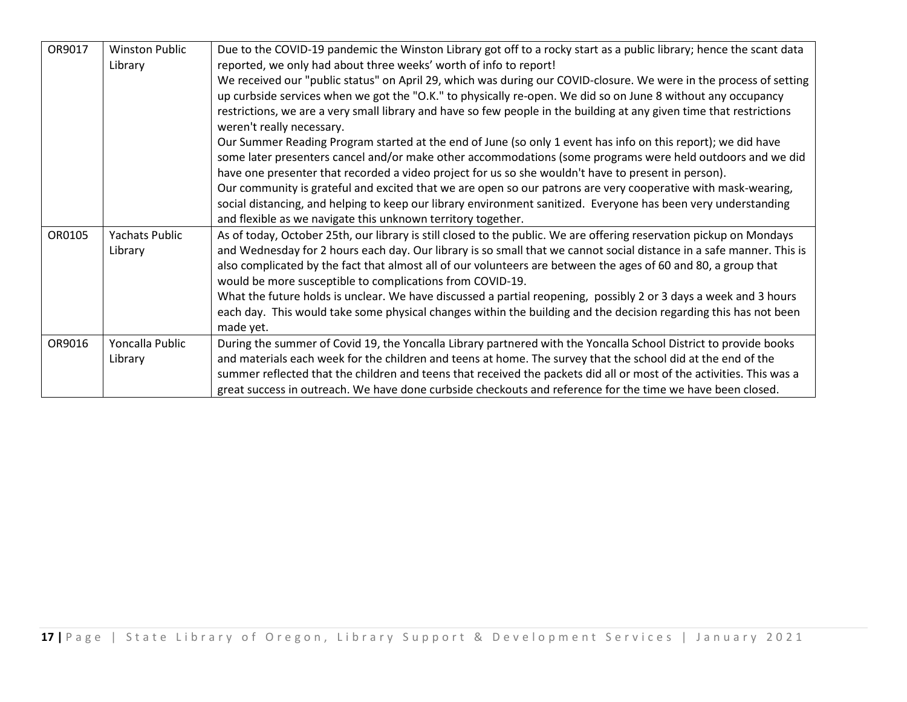| | | |
|---|---|---|
| OR9017 | Winston Public Library | Due to the COVID-19 pandemic the Winston Library got off to a rocky start as a public library; hence the scant data reported, we only had about three weeks' worth of info to report!<br>We received our "public status" on April 29, which was during our COVID-closure. We were in the process of setting up curbside services when we got the "O.K." to physically re-open. We did so on June 8 without any occupancy restrictions, we are a very small library and have so few people in the building at any given time that restrictions weren't really necessary.<br>Our Summer Reading Program started at the end of June (so only 1 event has info on this report); we did have some later presenters cancel and/or make other accommodations (some programs were held outdoors and we did have one presenter that recorded a video project for us so she wouldn't have to present in person).<br>Our community is grateful and excited that we are open so our patrons are very cooperative with mask-wearing, social distancing, and helping to keep our library environment sanitized. Everyone has been very understanding and flexible as we navigate this unknown territory together. |
| OR0105 | Yachats Public Library | As of today, October 25th, our library is still closed to the public. We are offering reservation pickup on Mondays and Wednesday for 2 hours each day. Our library is so small that we cannot social distance in a safe manner. This is also complicated by the fact that almost all of our volunteers are between the ages of 60 and 80, a group that would be more susceptible to complications from COVID-19.<br>What the future holds is unclear. We have discussed a partial reopening, possibly 2 or 3 days a week and 3 hours each day. This would take some physical changes within the building and the decision regarding this has not been made yet. |
| OR9016 | Yoncalla Public Library | During the summer of Covid 19, the Yoncalla Library partnered with the Yoncalla School District to provide books and materials each week for the children and teens at home. The survey that the school did at the end of the summer reflected that the children and teens that received the packets did all or most of the activities. This was a great success in outreach. We have done curbside checkouts and reference for the time we have been closed. |